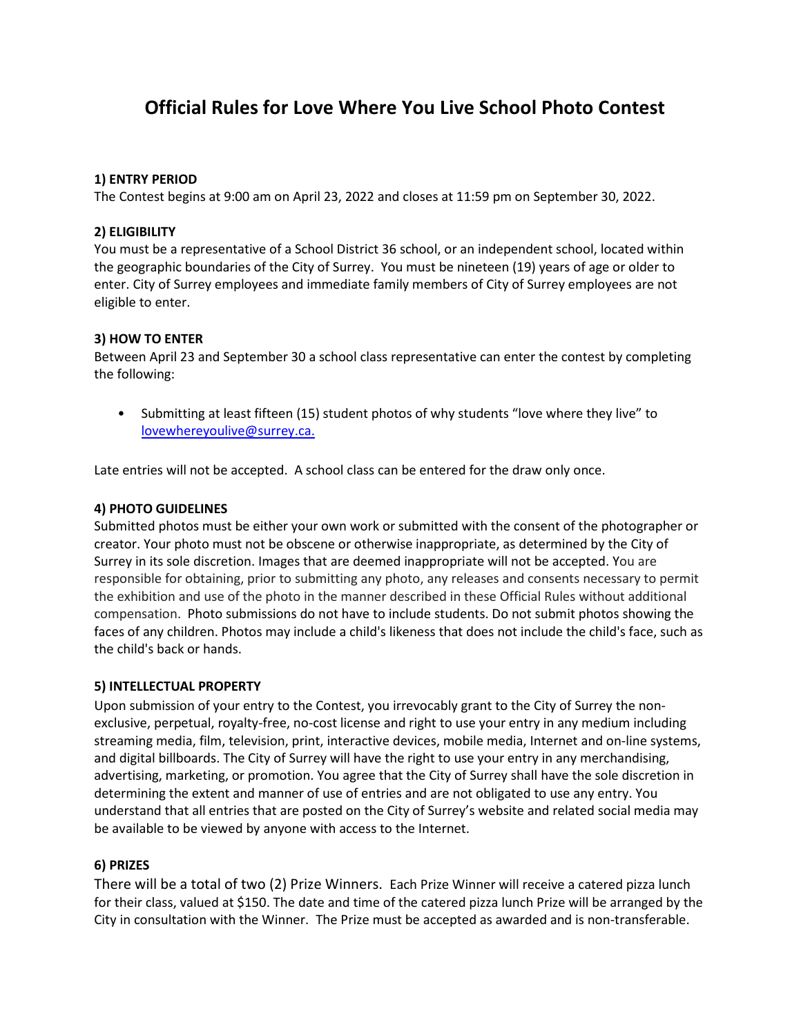# Official Rules for Love Where You Live School Photo Contest

**1) ENTRY PERIOD**

The Contest begins at 9:00 am on April 23, 2022 and closes at 11:59 pm on September 30, 2022.

**2) ELIGIBILITY**

You must be a representative of a School District 36 school, or an independent school, located within the geographic boundaries of the City of Surrey. You must be nineteen (19) years of age or older to enter. City of Surrey employees and immediate family members of City of Surrey employees are not eligible to enter.

**3) HOW TO ENTER**

Between April 23 and September 30 a school class representative can enter the contest by completing the following:

- Submitting at least fifteen (15) student photos of why students "love where they live" to lovewhereyoulive@surrey.ca.

Late entries will not be accepted. A school class can be entered for the draw only once.

**4) PHOTO GUIDELINES**

Submitted photos must be either your own work or submitted with the consent of the photographer or creator. Your photo must not be obscene or otherwise inappropriate, as determined by the City of Surrey in its sole discretion. Images that are deemed inappropriate will not be accepted. You are responsible for obtaining, prior to submitting any photo, any releases and consents necessary to permit the exhibition and use of the photo in the manner described in these Official Rules without additional compensation. Photo submissions do not have to include students. Do not submit photos showing the faces of any children. Photos may include a child's likeness that does not include the child's face, such as the child's back or hands.

**5) INTELLECTUAL PROPERTY**

Upon submission of your entry to the Contest, you irrevocably grant to the City of Surrey the non-exclusive, perpetual, royalty-free, no-cost license and right to use your entry in any medium including streaming media, film, television, print, interactive devices, mobile media, Internet and on-line systems, and digital billboards. The City of Surrey will have the right to use your entry in any merchandising, advertising, marketing, or promotion. You agree that the City of Surrey shall have the sole discretion in determining the extent and manner of use of entries and are not obligated to use any entry. You understand that all entries that are posted on the City of Surrey's website and related social media may be available to be viewed by anyone with access to the Internet.

**6) PRIZES**

There will be a total of two (2) Prize Winners. Each Prize Winner will receive a catered pizza lunch for their class, valued at $150. The date and time of the catered pizza lunch Prize will be arranged by the City in consultation with the Winner. The Prize must be accepted as awarded and is non-transferable.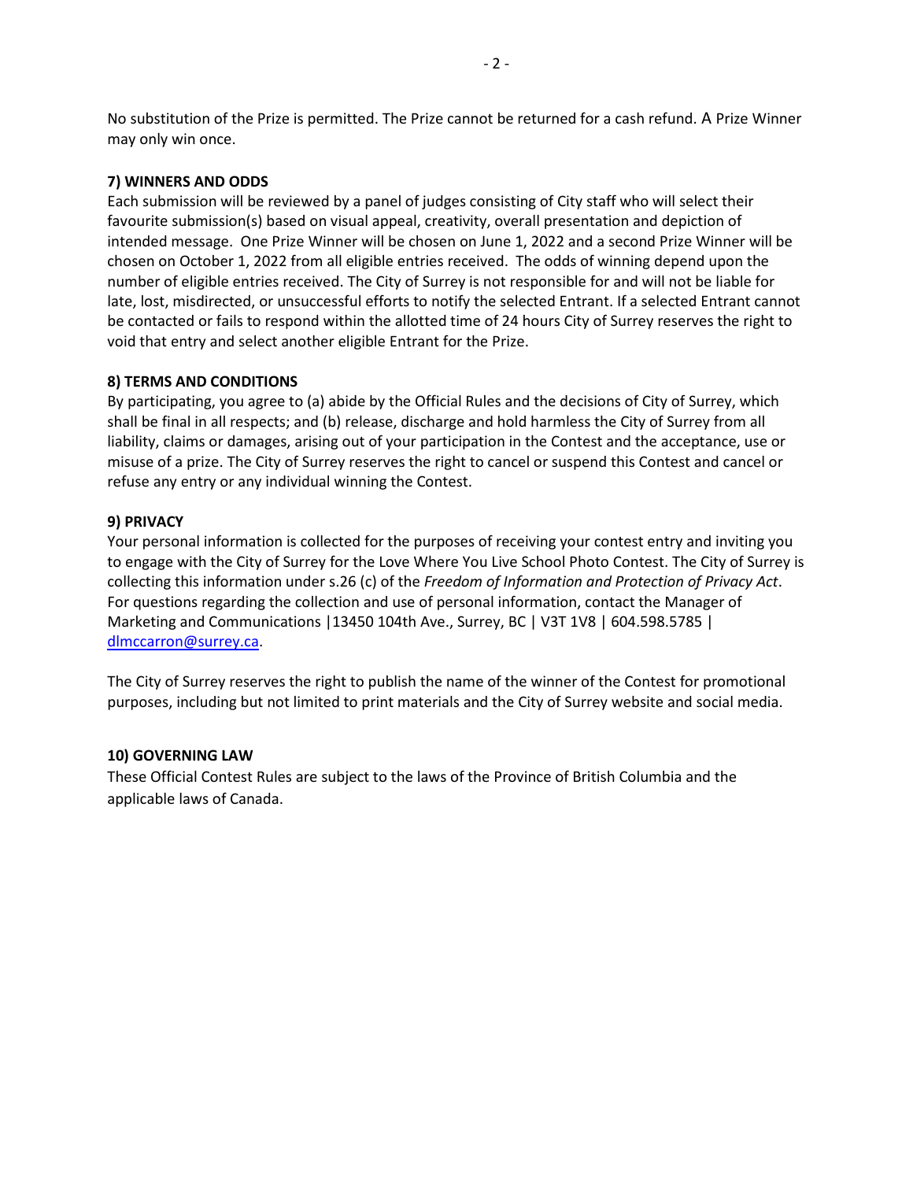No substitution of the Prize is permitted. The Prize cannot be returned for a cash refund. A Prize Winner may only win once.

**7) WINNERS AND ODDS**

Each submission will be reviewed by a panel of judges consisting of City staff who will select their favourite submission(s) based on visual appeal, creativity, overall presentation and depiction of intended message. One Prize Winner will be chosen on June 1, 2022 and a second Prize Winner will be chosen on October 1, 2022 from all eligible entries received. The odds of winning depend upon the number of eligible entries received. The City of Surrey is not responsible for and will not be liable for late, lost, misdirected, or unsuccessful efforts to notify the selected Entrant. If a selected Entrant cannot be contacted or fails to respond within the allotted time of 24 hours City of Surrey reserves the right to void that entry and select another eligible Entrant for the Prize.

**8) TERMS AND CONDITIONS**

By participating, you agree to (a) abide by the Official Rules and the decisions of City of Surrey, which shall be final in all respects; and (b) release, discharge and hold harmless the City of Surrey from all liability, claims or damages, arising out of your participation in the Contest and the acceptance, use or misuse of a prize. The City of Surrey reserves the right to cancel or suspend this Contest and cancel or refuse any entry or any individual winning the Contest.

**9) PRIVACY**

Your personal information is collected for the purposes of receiving your contest entry and inviting you to engage with the City of Surrey for the Love Where You Live School Photo Contest. The City of Surrey is collecting this information under s.26 (c) of the *Freedom of Information and Protection of Privacy Act*. For questions regarding the collection and use of personal information, contact the Manager of Marketing and Communications |13450 104th Ave., Surrey, BC | V3T 1V8 | 604.598.5785 | dlmccarron@surrey.ca.

The City of Surrey reserves the right to publish the name of the winner of the Contest for promotional purposes, including but not limited to print materials and the City of Surrey website and social media.

**10) GOVERNING LAW**

These Official Contest Rules are subject to the laws of the Province of British Columbia and the applicable laws of Canada.